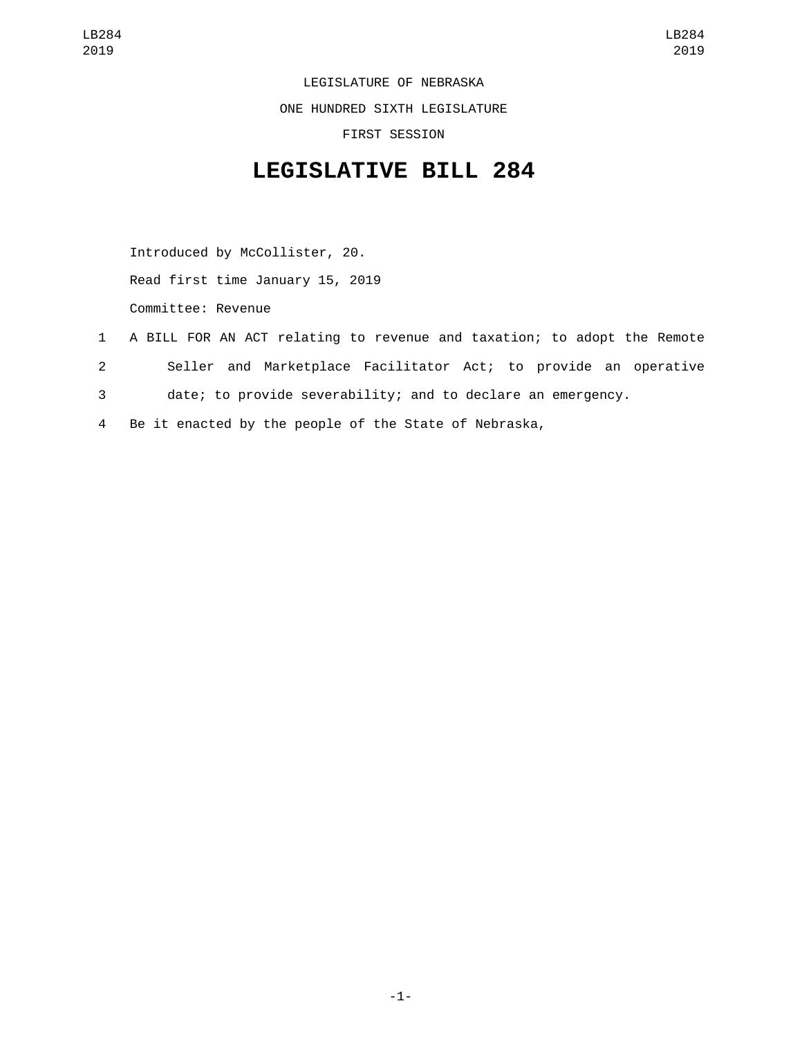LEGISLATURE OF NEBRASKA

ONE HUNDRED SIXTH LEGISLATURE

FIRST SESSION

# LEGISLATIVE BILL 284

Introduced by McCollister, 20.

Read first time January 15, 2019

Committee: Revenue

1 A BILL FOR AN ACT relating to revenue and taxation; to adopt the Remote
2 Seller and Marketplace Facilitator Act; to provide an operative
3 date; to provide severability; and to declare an emergency.
4 Be it enacted by the people of the State of Nebraska,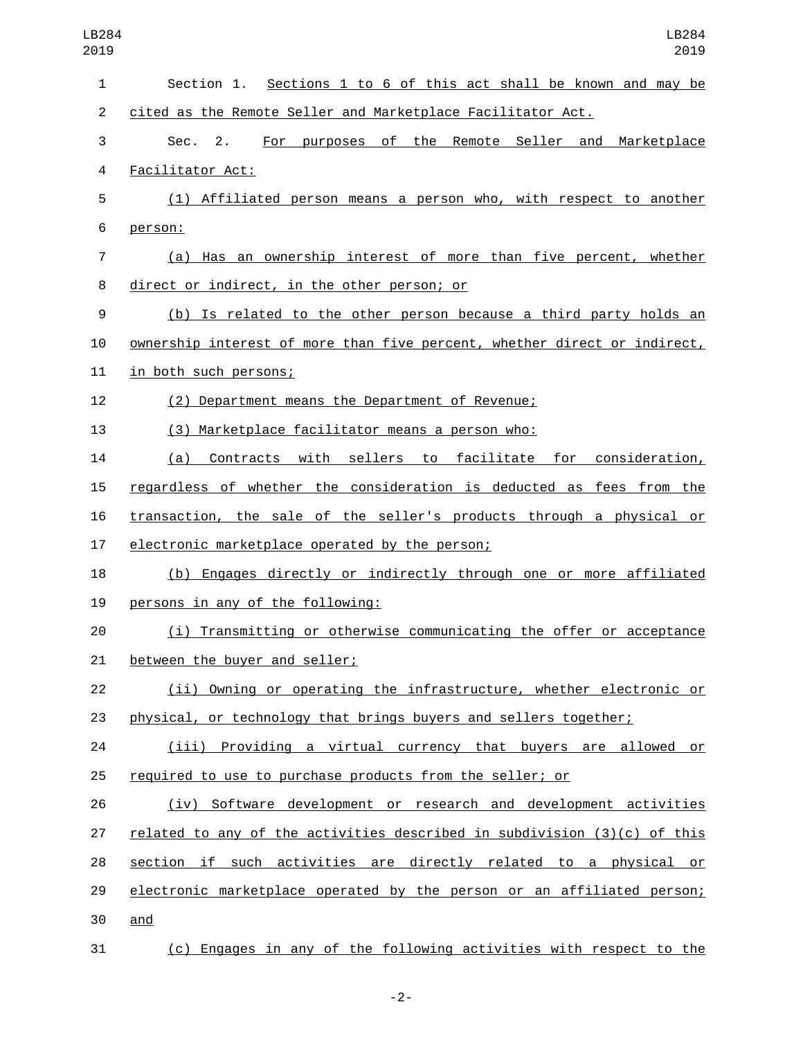Section 1. Sections 1 to 6 of this act shall be known and may be cited as the Remote Seller and Marketplace Facilitator Act.

Sec. 2. For purposes of the Remote Seller and Marketplace Facilitator Act:

(1) Affiliated person means a person who, with respect to another person:

(a) Has an ownership interest of more than five percent, whether direct or indirect, in the other person; or

(b) Is related to the other person because a third party holds an ownership interest of more than five percent, whether direct or indirect, in both such persons;

(2) Department means the Department of Revenue;

(3) Marketplace facilitator means a person who:

(a) Contracts with sellers to facilitate for consideration, regardless of whether the consideration is deducted as fees from the transaction, the sale of the seller's products through a physical or electronic marketplace operated by the person;

(b) Engages directly or indirectly through one or more affiliated persons in any of the following:

(i) Transmitting or otherwise communicating the offer or acceptance between the buyer and seller;

(ii) Owning or operating the infrastructure, whether electronic or physical, or technology that brings buyers and sellers together;

(iii) Providing a virtual currency that buyers are allowed or required to use to purchase products from the seller; or

(iv) Software development or research and development activities related to any of the activities described in subdivision (3)(c) of this section if such activities are directly related to a physical or electronic marketplace operated by the person or an affiliated person; and

(c) Engages in any of the following activities with respect to the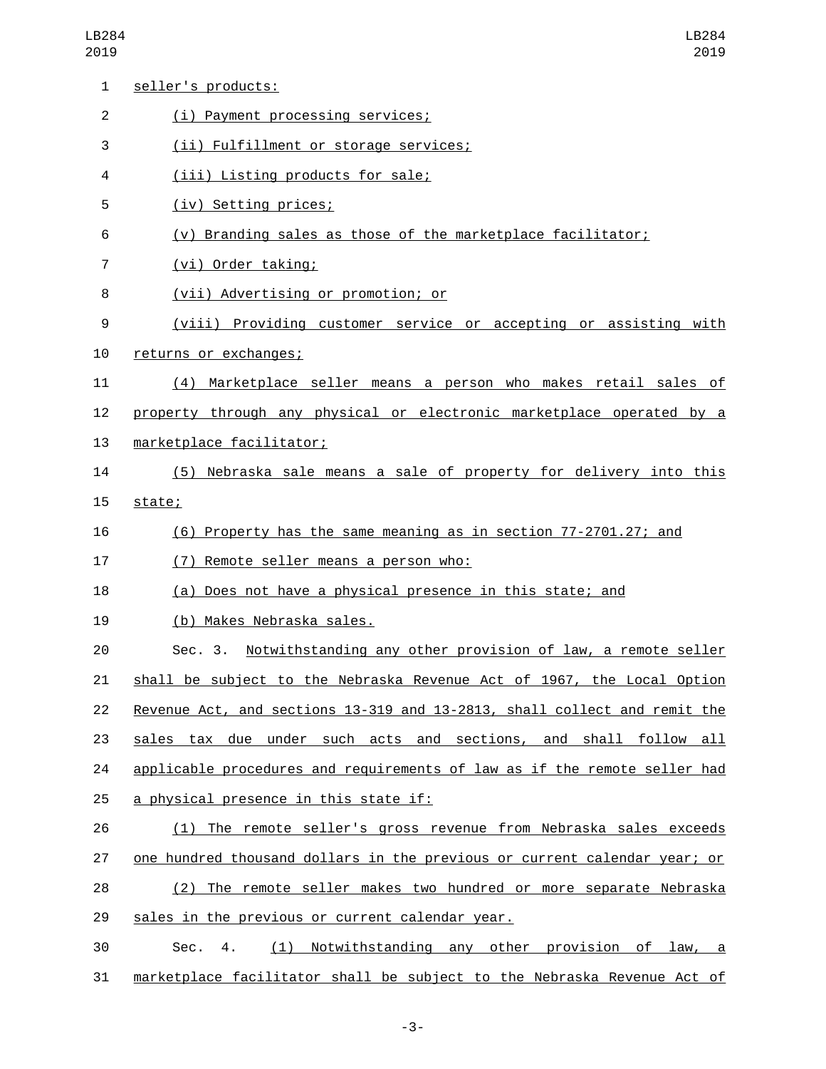seller's products:

(i) Payment processing services;

(ii) Fulfillment or storage services;

(iii) Listing products for sale;

(iv) Setting prices;

(v) Branding sales as those of the marketplace facilitator;

(vi) Order taking;

(vii) Advertising or promotion; or

(viii) Providing customer service or accepting or assisting with returns or exchanges;

(4) Marketplace seller means a person who makes retail sales of property through any physical or electronic marketplace operated by a marketplace facilitator;

(5) Nebraska sale means a sale of property for delivery into this state;

(6) Property has the same meaning as in section 77-2701.27; and

(7) Remote seller means a person who:

(a) Does not have a physical presence in this state; and

(b) Makes Nebraska sales.

Sec. 3. Notwithstanding any other provision of law, a remote seller shall be subject to the Nebraska Revenue Act of 1967, the Local Option Revenue Act, and sections 13-319 and 13-2813, shall collect and remit the sales tax due under such acts and sections, and shall follow all applicable procedures and requirements of law as if the remote seller had a physical presence in this state if:

(1) The remote seller's gross revenue from Nebraska sales exceeds one hundred thousand dollars in the previous or current calendar year; or

(2) The remote seller makes two hundred or more separate Nebraska sales in the previous or current calendar year.

Sec. 4. (1) Notwithstanding any other provision of law, a marketplace facilitator shall be subject to the Nebraska Revenue Act of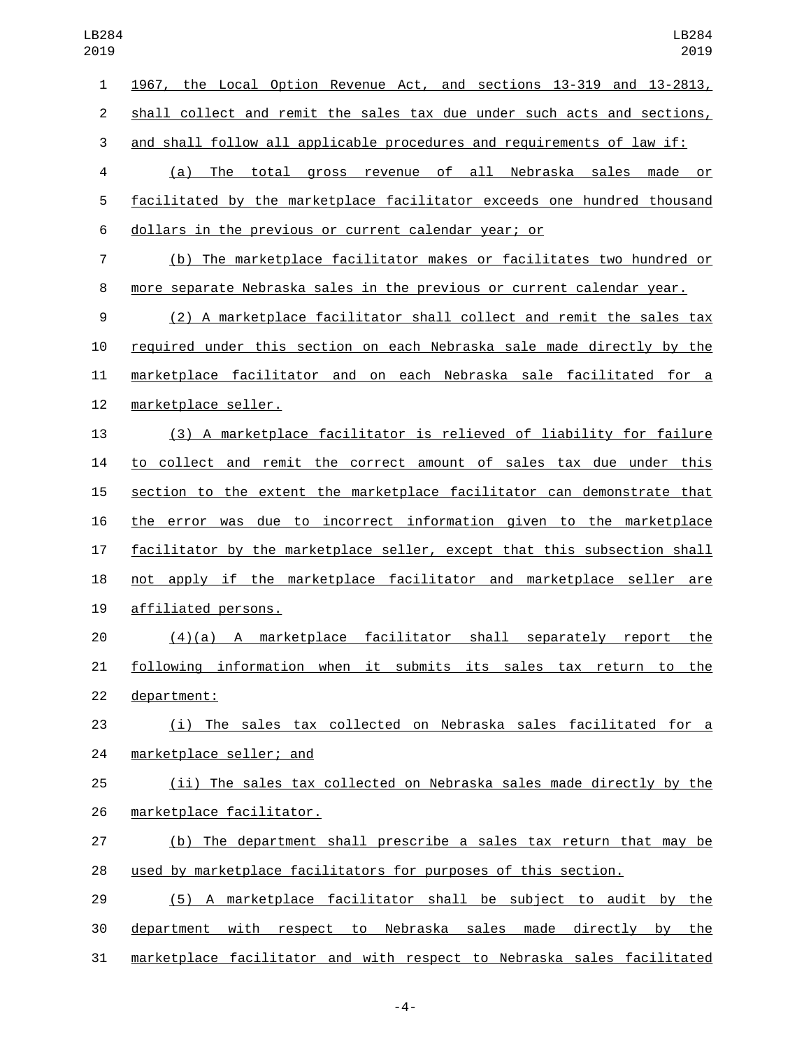1967, the Local Option Revenue Act, and sections 13-319 and 13-2813, shall collect and remit the sales tax due under such acts and sections, and shall follow all applicable procedures and requirements of law if:

(a) The total gross revenue of all Nebraska sales made or facilitated by the marketplace facilitator exceeds one hundred thousand dollars in the previous or current calendar year; or

(b) The marketplace facilitator makes or facilitates two hundred or more separate Nebraska sales in the previous or current calendar year.

(2) A marketplace facilitator shall collect and remit the sales tax required under this section on each Nebraska sale made directly by the marketplace facilitator and on each Nebraska sale facilitated for a marketplace seller.

(3) A marketplace facilitator is relieved of liability for failure to collect and remit the correct amount of sales tax due under this section to the extent the marketplace facilitator can demonstrate that the error was due to incorrect information given to the marketplace facilitator by the marketplace seller, except that this subsection shall not apply if the marketplace facilitator and marketplace seller are affiliated persons.

(4)(a) A marketplace facilitator shall separately report the following information when it submits its sales tax return to the department:

(i) The sales tax collected on Nebraska sales facilitated for a marketplace seller; and

(ii) The sales tax collected on Nebraska sales made directly by the marketplace facilitator.

(b) The department shall prescribe a sales tax return that may be used by marketplace facilitators for purposes of this section.

(5) A marketplace facilitator shall be subject to audit by the department with respect to Nebraska sales made directly by the marketplace facilitator and with respect to Nebraska sales facilitated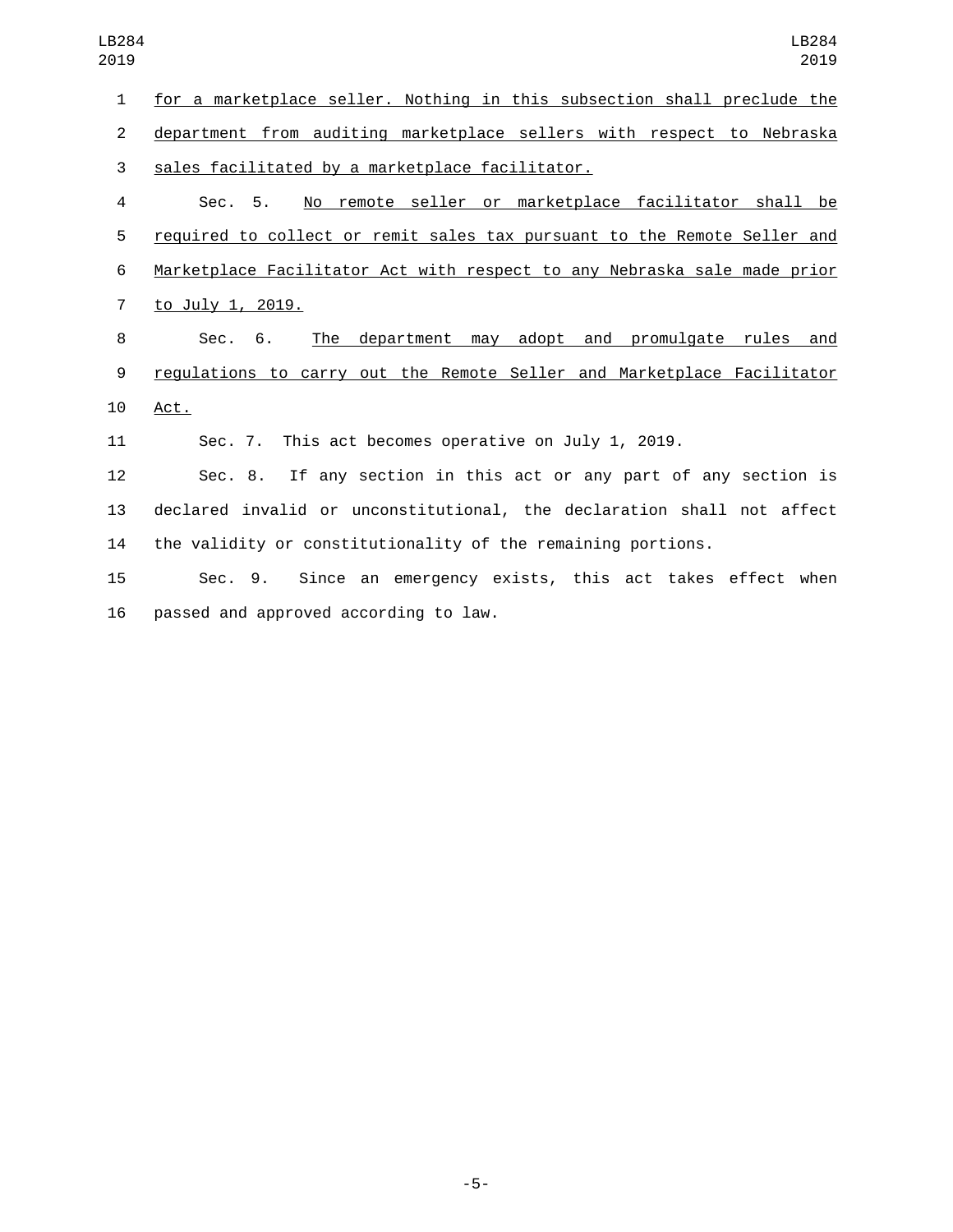for a marketplace seller. Nothing in this subsection shall preclude the department from auditing marketplace sellers with respect to Nebraska sales facilitated by a marketplace facilitator.

Sec. 5. No remote seller or marketplace facilitator shall be required to collect or remit sales tax pursuant to the Remote Seller and Marketplace Facilitator Act with respect to any Nebraska sale made prior to July 1, 2019.

Sec. 6. The department may adopt and promulgate rules and regulations to carry out the Remote Seller and Marketplace Facilitator Act.

Sec. 7. This act becomes operative on July 1, 2019.

Sec. 8. If any section in this act or any part of any section is declared invalid or unconstitutional, the declaration shall not affect the validity or constitutionality of the remaining portions.

Sec. 9. Since an emergency exists, this act takes effect when passed and approved according to law.